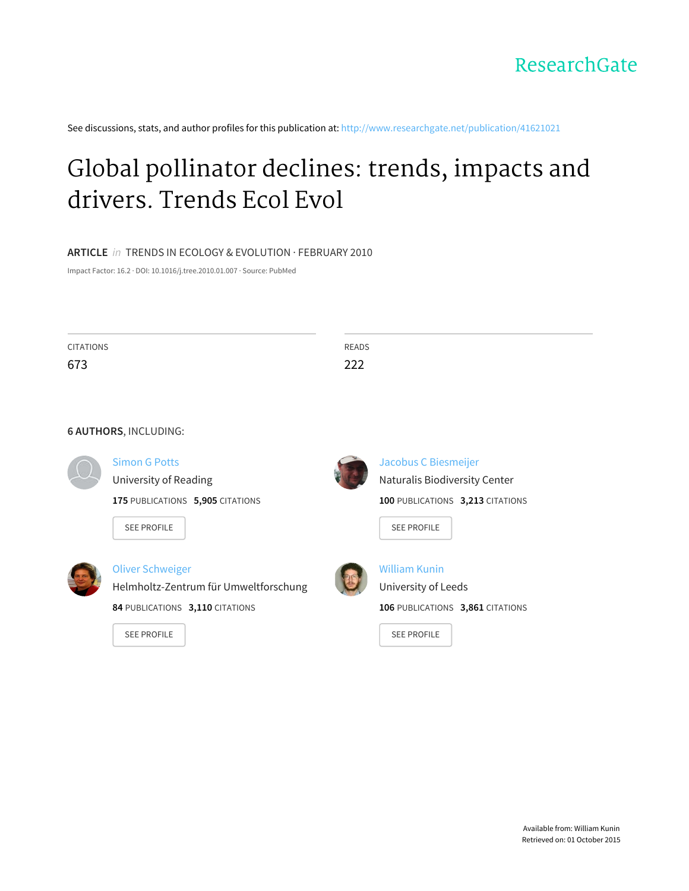ResearchGate

See discussions, stats, and author profiles for this publication at: http://www.researchgate.net/publication/41621021

# Global pollinator declines: trends, impacts and drivers. Trends Ecol Evol

**ARTICLE** *in* TRENDS IN ECOLOGY & EVOLUTION · FEBRUARY 2010

Impact Factor: 16.2 · DOI: 10.1016/j.tree.2010.01.007 · Source: PubMed

CITATIONS
673

READS
222

**6 AUTHORS**, INCLUDING:

Simon G Potts
University of Reading
**175** PUBLICATIONS **5,905** CITATIONS
SEE PROFILE

Jacobus C Biesmeijer
Naturalis Biodiversity Center
**100** PUBLICATIONS **3,213** CITATIONS
SEE PROFILE

Oliver Schweiger
Helmholtz-Zentrum für Umweltforschung
**84** PUBLICATIONS **3,110** CITATIONS
SEE PROFILE

William Kunin
University of Leeds
**106** PUBLICATIONS **3,861** CITATIONS
SEE PROFILE

Available from: William Kunin
Retrieved on: 01 October 2015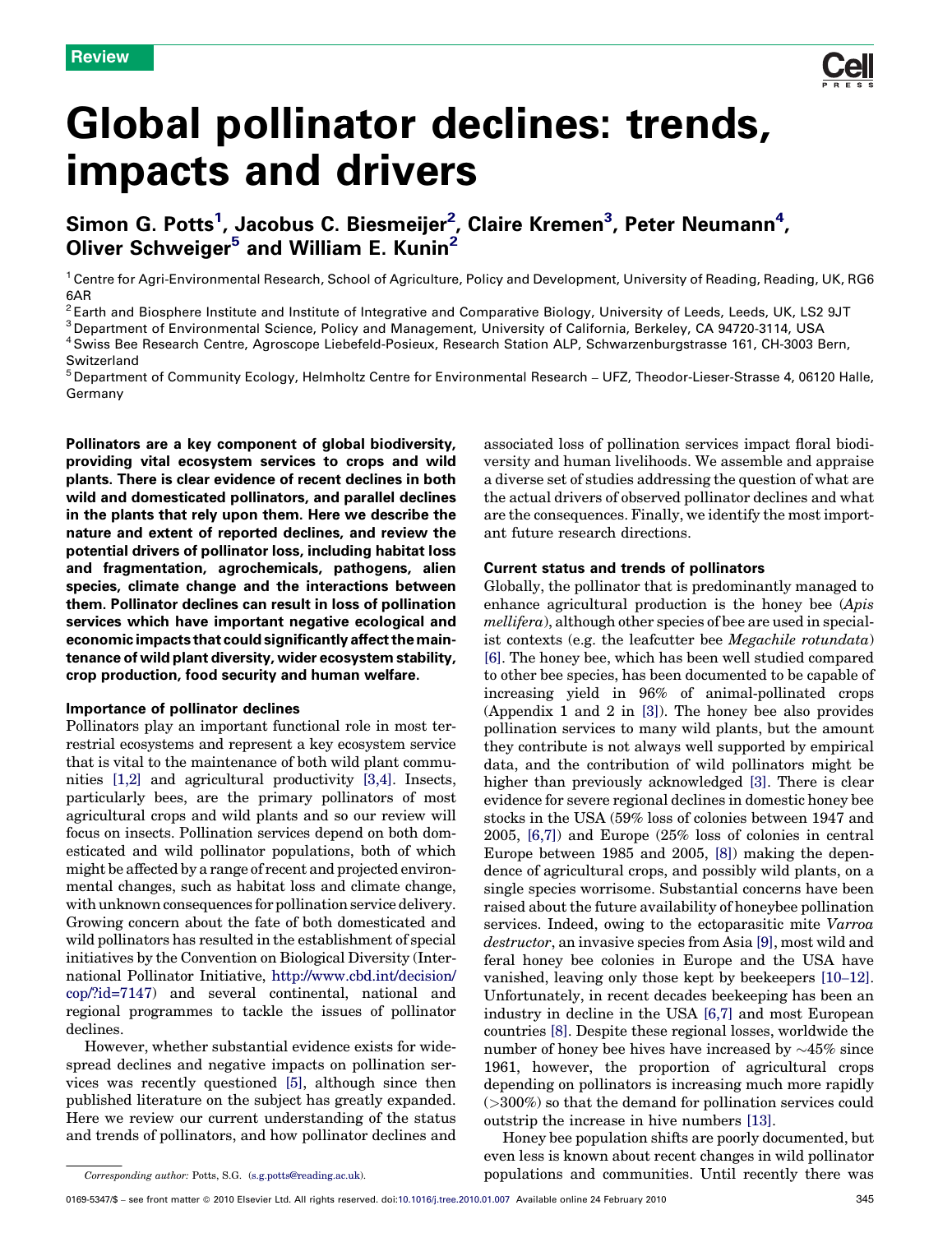Review

# Global pollinator declines: trends, impacts and drivers

Simon G. Potts[1], Jacobus C. Biesmeijer[2], Claire Kremen[3], Peter Neumann[4], Oliver Schweiger[5] and William E. Kunin[2]

[1] Centre for Agri-Environmental Research, School of Agriculture, Policy and Development, University of Reading, Reading, UK, RG6 6AR

[2] Earth and Biosphere Institute and Institute of Integrative and Comparative Biology, University of Leeds, Leeds, UK, LS2 9JT

[3] Department of Environmental Science, Policy and Management, University of California, Berkeley, CA 94720-3114, USA

[4] Swiss Bee Research Centre, Agroscope Liebefeld-Posieux, Research Station ALP, Schwarzenburgstrasse 161, CH-3003 Bern, Switzerland

[5] Department of Community Ecology, Helmholtz Centre for Environmental Research – UFZ, Theodor-Lieser-Strasse 4, 06120 Halle, Germany

**Pollinators are a key component of global biodiversity, providing vital ecosystem services to crops and wild plants. There is clear evidence of recent declines in both wild and domesticated pollinators, and parallel declines in the plants that rely upon them. Here we describe the nature and extent of reported declines, and review the potential drivers of pollinator loss, including habitat loss and fragmentation, agrochemicals, pathogens, alien species, climate change and the interactions between them. Pollinator declines can result in loss of pollination services which have important negative ecological and economic impacts that could significantly affect the maintenance of wild plant diversity, wider ecosystem stability, crop production, food security and human welfare.**

## Importance of pollinator declines

Pollinators play an important functional role in most terrestrial ecosystems and represent a key ecosystem service that is vital to the maintenance of both wild plant communities [1,2] and agricultural productivity [3,4]. Insects, particularly bees, are the primary pollinators of most agricultural crops and wild plants and so our review will focus on insects. Pollination services depend on both domesticated and wild pollinator populations, both of which might be affected by a range of recent and projected environmental changes, such as habitat loss and climate change, with unknown consequences for pollination service delivery. Growing concern about the fate of both domesticated and wild pollinators has resulted in the establishment of special initiatives by the Convention on Biological Diversity (International Pollinator Initiative, http://www.cbd.int/decision/cop/?id=7147) and several continental, national and regional programmes to tackle the issues of pollinator declines.

However, whether substantial evidence exists for widespread declines and negative impacts on pollination services was recently questioned [5], although since then published literature on the subject has greatly expanded. Here we review our current understanding of the status and trends of pollinators, and how pollinator declines and associated loss of pollination services impact floral biodiversity and human livelihoods. We assemble and appraise a diverse set of studies addressing the question of what are the actual drivers of observed pollinator declines and what are the consequences. Finally, we identify the most important future research directions.

## Current status and trends of pollinators

Globally, the pollinator that is predominantly managed to enhance agricultural production is the honey bee (*Apis mellifera*), although other species of bee are used in specialist contexts (e.g. the leafcutter bee *Megachile rotundata*) [6]. The honey bee, which has been well studied compared to other bee species, has been documented to be capable of increasing yield in 96% of animal-pollinated crops (Appendix 1 and 2 in [3]). The honey bee also provides pollination services to many wild plants, but the amount they contribute is not always well supported by empirical data, and the contribution of wild pollinators might be higher than previously acknowledged [3]. There is clear evidence for severe regional declines in domestic honey bee stocks in the USA (59% loss of colonies between 1947 and 2005, [6,7]) and Europe (25% loss of colonies in central Europe between 1985 and 2005, [8]) making the dependence of agricultural crops, and possibly wild plants, on a single species worrisome. Substantial concerns have been raised about the future availability of honeybee pollination services. Indeed, owing to the ectoparasitic mite *Varroa destructor*, an invasive species from Asia [9], most wild and feral honey bee colonies in Europe and the USA have vanished, leaving only those kept by beekeepers [10–12]. Unfortunately, in recent decades beekeeping has been an industry in decline in the USA [6,7] and most European countries [8]. Despite these regional losses, worldwide the number of honey bee hives have increased by ~45% since 1961, however, the proportion of agricultural crops depending on pollinators is increasing much more rapidly (>300%) so that the demand for pollination services could outstrip the increase in hive numbers [13].

Honey bee population shifts are poorly documented, but even less is known about recent changes in wild pollinator populations and communities. Until recently there was

*Corresponding author:* Potts, S.G. (s.g.potts@reading.ac.uk).

0169-5347/$ – see front matter © 2010 Elsevier Ltd. All rights reserved. doi:10.1016/j.tree.2010.01.007 Available online 24 February 2010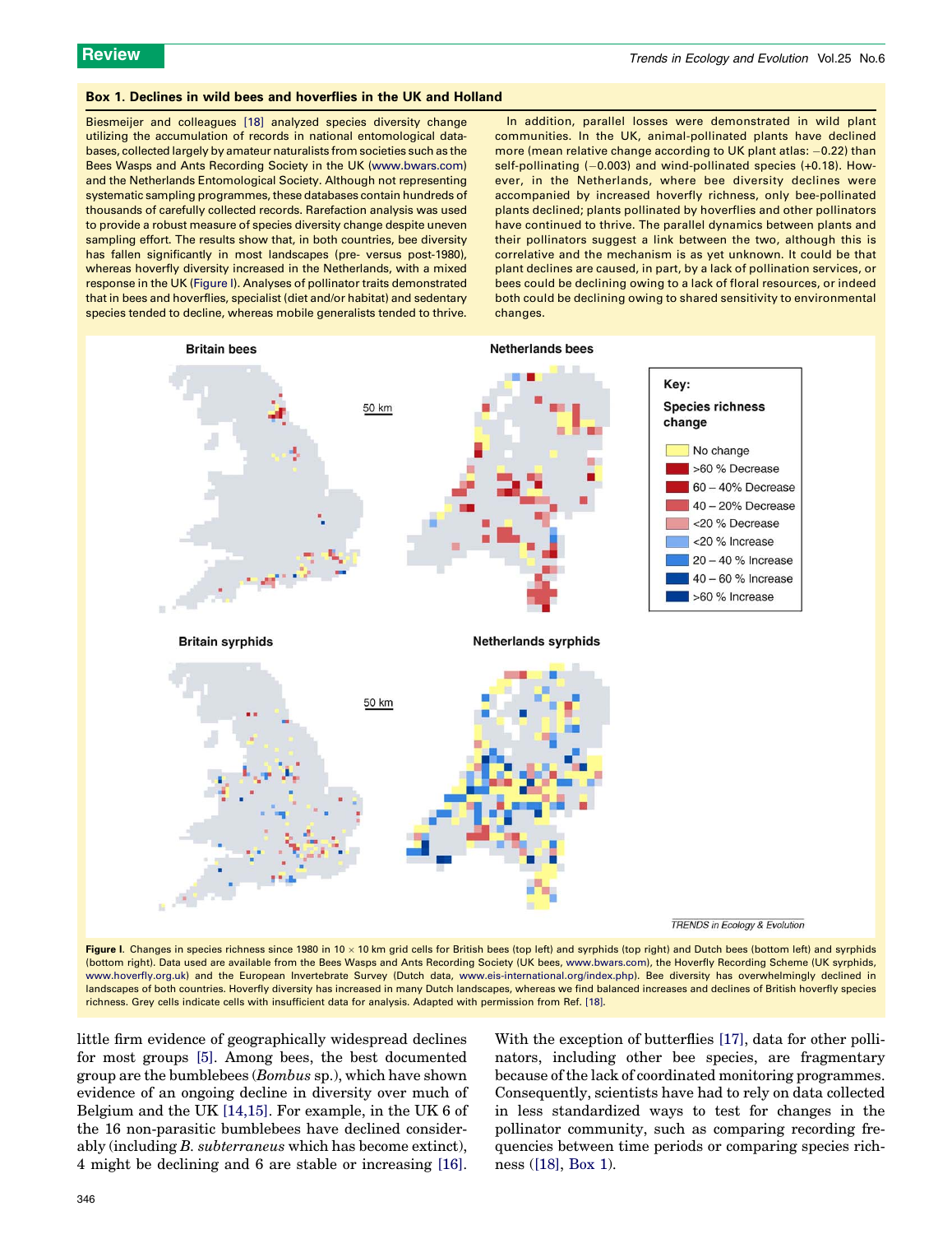### Box 1. Declines in wild bees and hoverflies in the UK and Holland

Biesmeijer and colleagues [18] analyzed species diversity change utilizing the accumulation of records in national entomological databases, collected largely by amateur naturalists from societies such as the Bees Wasps and Ants Recording Society in the UK (www.bwars.com) and the Netherlands Entomological Society. Although not representing systematic sampling programmes, these databases contain hundreds of thousands of carefully collected records. Rarefaction analysis was used to provide a robust measure of species diversity change despite uneven sampling effort. The results show that, in both countries, bee diversity has fallen significantly in most landscapes (pre- versus post-1980), whereas hoverfly diversity increased in the Netherlands, with a mixed response in the UK (Figure I). Analyses of pollinator traits demonstrated that in bees and hoverflies, specialist (diet and/or habitat) and sedentary species tended to decline, whereas mobile generalists tended to thrive.

In addition, parallel losses were demonstrated in wild plant communities. In the UK, animal-pollinated plants have declined more (mean relative change according to UK plant atlas: −0.22) than self-pollinating (−0.003) and wind-pollinated species (+0.18). However, in the Netherlands, where bee diversity declines were accompanied by increased hoverfly richness, only bee-pollinated plants declined; plants pollinated by hoverflies and other pollinators have continued to thrive. The parallel dynamics between plants and their pollinators suggest a link between the two, although this is correlative and the mechanism is as yet unknown. It could be that plant declines are caused, in part, by a lack of pollination services, or bees could be declining owing to a lack of floral resources, or indeed both could be declining owing to shared sensitivity to environmental changes.

**Figure I.** Changes in species richness since 1980 in 10 × 10 km grid cells for British bees (top left) and syrphids (top right) and Dutch bees (bottom left) and syrphids (bottom right). Data used are available from the Bees Wasps and Ants Recording Society (UK bees, www.bwars.com), the Hoverfly Recording Scheme (UK syrphids, www.hoverfly.org.uk) and the European Invertebrate Survey (Dutch data, www.eis-international.org/index.php). Bee diversity has overwhelmingly declined in landscapes of both countries. Hoverfly diversity has increased in many Dutch landscapes, whereas we find balanced increases and declines of British hoverfly species richness. Grey cells indicate cells with insufficient data for analysis. Adapted with permission from Ref. [18].

little firm evidence of geographically widespread declines for most groups [5]. Among bees, the best documented group are the bumblebees (*Bombus* sp.), which have shown evidence of an ongoing decline in diversity over much of Belgium and the UK [14,15]. For example, in the UK 6 of the 16 non-parasitic bumblebees have declined considerably (including *B. subterraneus* which has become extinct), 4 might be declining and 6 are stable or increasing [16]. With the exception of butterflies [17], data for other pollinators, including other bee species, are fragmentary because of the lack of coordinated monitoring programmes. Consequently, scientists have had to rely on data collected in less standardized ways to test for changes in the pollinator community, such as comparing recording frequencies between time periods or comparing species richness ([18], Box 1).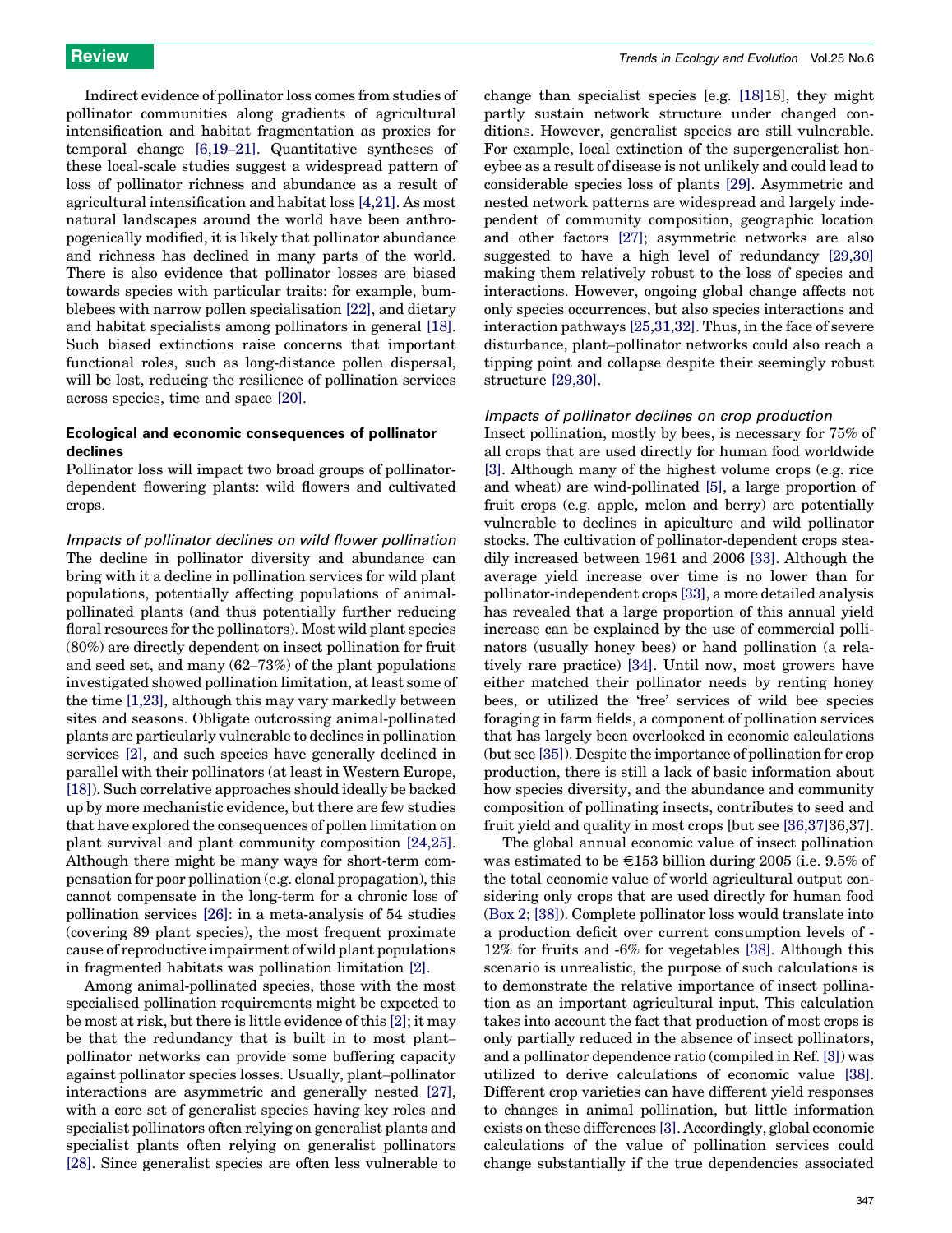Indirect evidence of pollinator loss comes from studies of pollinator communities along gradients of agricultural intensification and habitat fragmentation as proxies for temporal change [6,19–21]. Quantitative syntheses of these local-scale studies suggest a widespread pattern of loss of pollinator richness and abundance as a result of agricultural intensification and habitat loss [4,21]. As most natural landscapes around the world have been anthropogenically modified, it is likely that pollinator abundance and richness has declined in many parts of the world. There is also evidence that pollinator losses are biased towards species with particular traits: for example, bumblebees with narrow pollen specialisation [22], and dietary and habitat specialists among pollinators in general [18]. Such biased extinctions raise concerns that important functional roles, such as long-distance pollen dispersal, will be lost, reducing the resilience of pollination services across species, time and space [20].

### Ecological and economic consequences of pollinator declines

Pollinator loss will impact two broad groups of pollinator-dependent flowering plants: wild flowers and cultivated crops.

#### *Impacts of pollinator declines on wild flower pollination*

The decline in pollinator diversity and abundance can bring with it a decline in pollination services for wild plant populations, potentially affecting populations of animal-pollinated plants (and thus potentially further reducing floral resources for the pollinators). Most wild plant species (80%) are directly dependent on insect pollination for fruit and seed set, and many (62–73%) of the plant populations investigated showed pollination limitation, at least some of the time [1,23], although this may vary markedly between sites and seasons. Obligate outcrossing animal-pollinated plants are particularly vulnerable to declines in pollination services [2], and such species have generally declined in parallel with their pollinators (at least in Western Europe, [18]). Such correlative approaches should ideally be backed up by more mechanistic evidence, but there are few studies that have explored the consequences of pollen limitation on plant survival and plant community composition [24,25]. Although there might be many ways for short-term compensation for poor pollination (e.g. clonal propagation), this cannot compensate in the long-term for a chronic loss of pollination services [26]: in a meta-analysis of 54 studies (covering 89 plant species), the most frequent proximate cause of reproductive impairment of wild plant populations in fragmented habitats was pollination limitation [2].

Among animal-pollinated species, those with the most specialised pollination requirements might be expected to be most at risk, but there is little evidence of this [2]; it may be that the redundancy that is built in to most plant–pollinator networks can provide some buffering capacity against pollinator species losses. Usually, plant–pollinator interactions are asymmetric and generally nested [27], with a core set of generalist species having key roles and specialist pollinators often relying on generalist plants and specialist plants often relying on generalist pollinators [28]. Since generalist species are often less vulnerable to change than specialist species [e.g. [18]18], they might partly sustain network structure under changed conditions. However, generalist species are still vulnerable. For example, local extinction of the supergeneralist honeybee as a result of disease is not unlikely and could lead to considerable species loss of plants [29]. Asymmetric and nested network patterns are widespread and largely independent of community composition, geographic location and other factors [27]; asymmetric networks are also suggested to have a high level of redundancy [29,30] making them relatively robust to the loss of species and interactions. However, ongoing global change affects not only species occurrences, but also species interactions and interaction pathways [25,31,32]. Thus, in the face of severe disturbance, plant–pollinator networks could also reach a tipping point and collapse despite their seemingly robust structure [29,30].

#### *Impacts of pollinator declines on crop production*

Insect pollination, mostly by bees, is necessary for 75% of all crops that are used directly for human food worldwide [3]. Although many of the highest volume crops (e.g. rice and wheat) are wind-pollinated [5], a large proportion of fruit crops (e.g. apple, melon and berry) are potentially vulnerable to declines in apiculture and wild pollinator stocks. The cultivation of pollinator-dependent crops steadily increased between 1961 and 2006 [33]. Although the average yield increase over time is no lower than for pollinator-independent crops [33], a more detailed analysis has revealed that a large proportion of this annual yield increase can be explained by the use of commercial pollinators (usually honey bees) or hand pollination (a relatively rare practice) [34]. Until now, most growers have either matched their pollinator needs by renting honey bees, or utilized the 'free' services of wild bee species foraging in farm fields, a component of pollination services that has largely been overlooked in economic calculations (but see [35]). Despite the importance of pollination for crop production, there is still a lack of basic information about how species diversity, and the abundance and community composition of pollinating insects, contributes to seed and fruit yield and quality in most crops [but see [36,37]36,37].

The global annual economic value of insect pollination was estimated to be €153 billion during 2005 (i.e. 9.5% of the total economic value of world agricultural output considering only crops that are used directly for human food (Box 2; [38]). Complete pollinator loss would translate into a production deficit over current consumption levels of -12% for fruits and -6% for vegetables [38]. Although this scenario is unrealistic, the purpose of such calculations is to demonstrate the relative importance of insect pollination as an important agricultural input. This calculation takes into account the fact that production of most crops is only partially reduced in the absence of insect pollinators, and a pollinator dependence ratio (compiled in Ref. [3]) was utilized to derive calculations of economic value [38]. Different crop varieties can have different yield responses to changes in animal pollination, but little information exists on these differences [3]. Accordingly, global economic calculations of the value of pollination services could change substantially if the true dependencies associated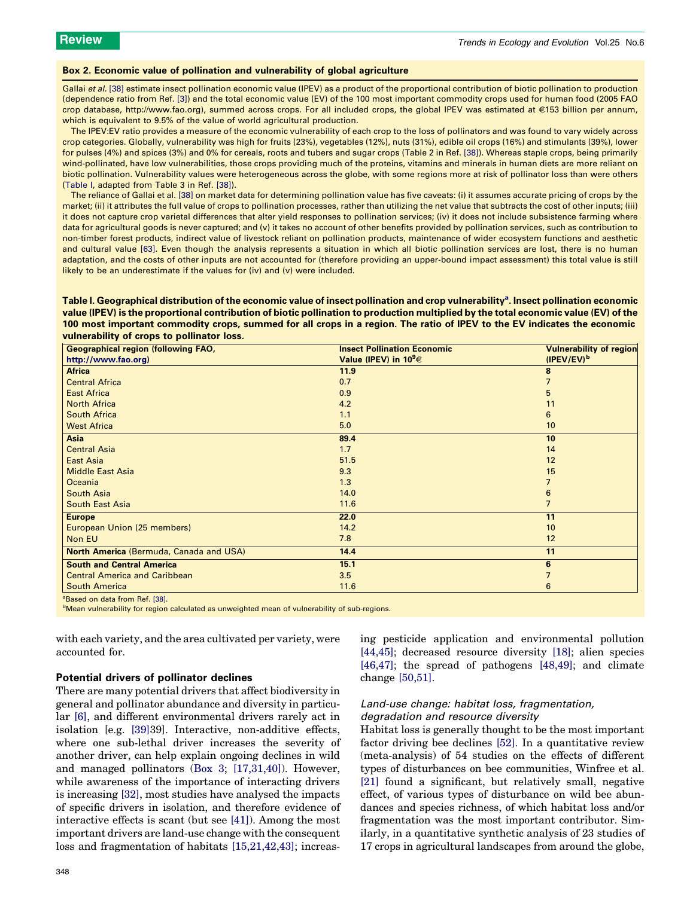### Box 2. Economic value of pollination and vulnerability of global agriculture

Gallai *et al.* [38] estimate insect pollination economic value (IPEV) as a product of the proportional contribution of biotic pollination to production (dependence ratio from Ref. [3]) and the total economic value (EV) of the 100 most important commodity crops used for human food (2005 FAO crop database, http://www.fao.org), summed across crops. For all included crops, the global IPEV was estimated at €153 billion per annum, which is equivalent to 9.5% of the value of world agricultural production.

The IPEV:EV ratio provides a measure of the economic vulnerability of each crop to the loss of pollinators and was found to vary widely across crop categories. Globally, vulnerability was high for fruits (23%), vegetables (12%), nuts (31%), edible oil crops (16%) and stimulants (39%), lower for pulses (4%) and spices (3%) and 0% for cereals, roots and tubers and sugar crops (Table 2 in Ref. [38]). Whereas staple crops, being primarily wind-pollinated, have low vulnerabilities, those crops providing much of the proteins, vitamins and minerals in human diets are more reliant on biotic pollination. Vulnerability values were heterogeneous across the globe, with some regions more at risk of pollinator loss than were others (Table I, adapted from Table 3 in Ref. [38]).

The reliance of Gallai et al. [38] on market data for determining pollination value has five caveats: (i) it assumes accurate pricing of crops by the market; (ii) it attributes the full value of crops to pollination processes, rather than utilizing the net value that subtracts the cost of other inputs; (iii) it does not capture crop varietal differences that alter yield responses to pollination services; (iv) it does not include subsistence farming where data for agricultural goods is never captured; and (v) it takes no account of other benefits provided by pollination services, such as contribution to non-timber forest products, indirect value of livestock reliant on pollination products, maintenance of wider ecosystem functions and aesthetic and cultural value [63]. Even though the analysis represents a situation in which all biotic pollination services are lost, there is no human adaptation, and the costs of other inputs are not accounted for (therefore providing an upper-bound impact assessment) this total value is still likely to be an underestimate if the values for (iv) and (v) were included.

**Table I. Geographical distribution of the economic value of insect pollination and crop vulnerability[a]. Insect pollination economic value (IPEV) is the proportional contribution of biotic pollination to production multiplied by the total economic value (EV) of the 100 most important commodity crops, summed for all crops in a region. The ratio of IPEV to the EV indicates the economic vulnerability of crops to pollinator loss.**

| Geographical region (following FAO, http://www.fao.org) | Insect Pollination Economic Value (IPEV) in $10^9$€ | Vulnerability of region (IPEV/EV)[b] |
|---|---|---|
| **Africa** | **11.9** | **8** |
| Central Africa | 0.7 | 7 |
| East Africa | 0.9 | 5 |
| North Africa | 4.2 | 11 |
| South Africa | 1.1 | 6 |
| West Africa | 5.0 | 10 |
| **Asia** | **89.4** | **10** |
| Central Asia | 1.7 | 14 |
| East Asia | 51.5 | 12 |
| Middle East Asia | 9.3 | 15 |
| Oceania | 1.3 | 7 |
| South Asia | 14.0 | 6 |
| South East Asia | 11.6 | 7 |
| **Europe** | **22.0** | **11** |
| European Union (25 members) | 14.2 | 10 |
| Non EU | 7.8 | 12 |
| **North America** (Bermuda, Canada and USA) | **14.4** | **11** |
| **South and Central America** | **15.1** | **6** |
| Central America and Caribbean | 3.5 | 7 |
| South America | 11.6 | 6 |

[a]Based on data from Ref. [38].

[b]Mean vulnerability for region calculated as unweighted mean of vulnerability of sub-regions.

with each variety, and the area cultivated per variety, were accounted for.

## Potential drivers of pollinator declines

There are many potential drivers that affect biodiversity in general and pollinator abundance and diversity in particular [6], and different environmental drivers rarely act in isolation [e.g. [39]39]. Interactive, non-additive effects, where one sub-lethal driver increases the severity of another driver, can help explain ongoing declines in wild and managed pollinators (Box 3; [17,31,40]). However, while awareness of the importance of interacting drivers is increasing [32], most studies have analysed the impacts of specific drivers in isolation, and therefore evidence of interactive effects is scant (but see [41]). Among the most important drivers are land-use change with the consequent loss and fragmentation of habitats [15,21,42,43]; increasing pesticide application and environmental pollution [44,45]; decreased resource diversity [18]; alien species [46,47]; the spread of pathogens [48,49]; and climate change [50,51].

### *Land-use change: habitat loss, fragmentation, degradation and resource diversity*

Habitat loss is generally thought to be the most important factor driving bee declines [52]. In a quantitative review (meta-analysis) of 54 studies on the effects of different types of disturbances on bee communities, Winfree et al. [21] found a significant, but relatively small, negative effect, of various types of disturbance on wild bee abundances and species richness, of which habitat loss and/or fragmentation was the most important contributor. Similarly, in a quantitative synthetic analysis of 23 studies of 17 crops in agricultural landscapes from around the globe,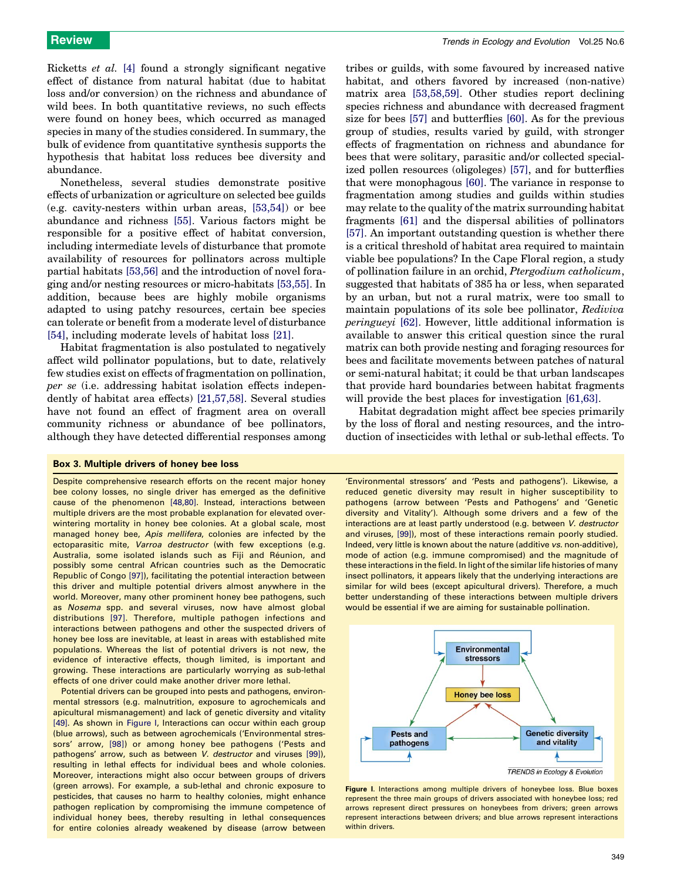Ricketts *et al.* [4] found a strongly significant negative effect of distance from natural habitat (due to habitat loss and/or conversion) on the richness and abundance of wild bees. In both quantitative reviews, no such effects were found on honey bees, which occurred as managed species in many of the studies considered. In summary, the bulk of evidence from quantitative synthesis supports the hypothesis that habitat loss reduces bee diversity and abundance.

Nonetheless, several studies demonstrate positive effects of urbanization or agriculture on selected bee guilds (e.g. cavity-nesters within urban areas, [53,54]) or bee abundance and richness [55]. Various factors might be responsible for a positive effect of habitat conversion, including intermediate levels of disturbance that promote availability of resources for pollinators across multiple partial habitats [53,56] and the introduction of novel foraging and/or nesting resources or micro-habitats [53,55]. In addition, because bees are highly mobile organisms adapted to using patchy resources, certain bee species can tolerate or benefit from a moderate level of disturbance [54], including moderate levels of habitat loss [21].

Habitat fragmentation is also postulated to negatively affect wild pollinator populations, but to date, relatively few studies exist on effects of fragmentation on pollination, *per se* (i.e. addressing habitat isolation effects independently of habitat area effects) [21,57,58]. Several studies have not found an effect of fragment area on overall community richness or abundance of bee pollinators, although they have detected differential responses among tribes or guilds, with some favoured by increased native habitat, and others favored by increased (non-native) matrix area [53,58,59]. Other studies report declining species richness and abundance with decreased fragment size for bees [57] and butterflies [60]. As for the previous group of studies, results varied by guild, with stronger effects of fragmentation on richness and abundance for bees that were solitary, parasitic and/or collected specialized pollen resources (oligoleges) [57], and for butterflies that were monophagous [60]. The variance in response to fragmentation among studies and guilds within studies may relate to the quality of the matrix surrounding habitat fragments [61] and the dispersal abilities of pollinators [57]. An important outstanding question is whether there is a critical threshold of habitat area required to maintain viable bee populations? In the Cape Floral region, a study of pollination failure in an orchid, *Ptergodium catholicum*, suggested that habitats of 385 ha or less, when separated by an urban, but not a rural matrix, were too small to maintain populations of its sole bee pollinator, *Rediviva peringueyi* [62]. However, little additional information is available to answer this critical question since the rural matrix can both provide nesting and foraging resources for bees and facilitate movements between patches of natural or semi-natural habitat; it could be that urban landscapes that provide hard boundaries between habitat fragments will provide the best places for investigation [61,63].

Habitat degradation might affect bee species primarily by the loss of floral and nesting resources, and the introduction of insecticides with lethal or sub-lethal effects. To

### Box 3. Multiple drivers of honey bee loss

Despite comprehensive research efforts on the recent major honey bee colony losses, no single driver has emerged as the definitive cause of the phenomenon [48,80]. Instead, interactions between multiple drivers are the most probable explanation for elevated overwintering mortality in honey bee colonies. At a global scale, most managed honey bee, *Apis mellifera*, colonies are infected by the ectoparasitic mite, *Varroa destructor* (with few exceptions (e.g. Australia, some isolated islands such as Fiji and Réunion, and possibly some central African countries such as the Democratic Republic of Congo [97]), facilitating the potential interaction between this driver and multiple potential drivers almost anywhere in the world. Moreover, many other prominent honey bee pathogens, such as *Nosema* spp. and several viruses, now have almost global distributions [97]. Therefore, multiple pathogen infections and interactions between pathogens and other the suspected drivers of honey bee loss are inevitable, at least in areas with established mite populations. Whereas the list of potential drivers is not new, the evidence of interactive effects, though limited, is important and growing. These interactions are particularly worrying as sub-lethal effects of one driver could make another driver more lethal.

Potential drivers can be grouped into pests and pathogens, environmental stressors (e.g. malnutrition, exposure to agrochemicals and apicultural mismanagement) and lack of genetic diversity and vitality [49]. As shown in Figure I, Interactions can occur within each group (blue arrows), such as between agrochemicals ('Environmental stressors' arrow, [98]) or among honey bee pathogens ('Pests and pathogens' arrow, such as between *V. destructor* and viruses [99]), resulting in lethal effects for individual bees and whole colonies. Moreover, interactions might also occur between groups of drivers (green arrows). For example, a sub-lethal and chronic exposure to pesticides, that causes no harm to healthy colonies, might enhance pathogen replication by compromising the immune competence of individual honey bees, thereby resulting in lethal consequences for entire colonies already weakened by disease (arrow between 'Environmental stressors' and 'Pests and pathogens'). Likewise, a reduced genetic diversity may result in higher susceptibility to pathogens (arrow between 'Pests and Pathogens' and 'Genetic diversity and Vitality'). Although some drivers and a few of the interactions are at least partly understood (e.g. between *V. destructor* and viruses, [99]), most of these interactions remain poorly studied. Indeed, very little is known about the nature (additive *vs.* non-additive), mode of action (e.g. immune compromised) and the magnitude of these interactions in the field. In light of the similar life histories of many insect pollinators, it appears likely that the underlying interactions are similar for wild bees (except apicultural drivers). Therefore, a much better understanding of these interactions between multiple drivers would be essential if we are aiming for sustainable pollination.

**Figure I.** Interactions among multiple drivers of honeybee loss. Blue boxes represent the three main groups of drivers associated with honeybee loss; red arrows represent direct pressures on honeybees from drivers; green arrows represent interactions between drivers; and blue arrows represent interactions within drivers.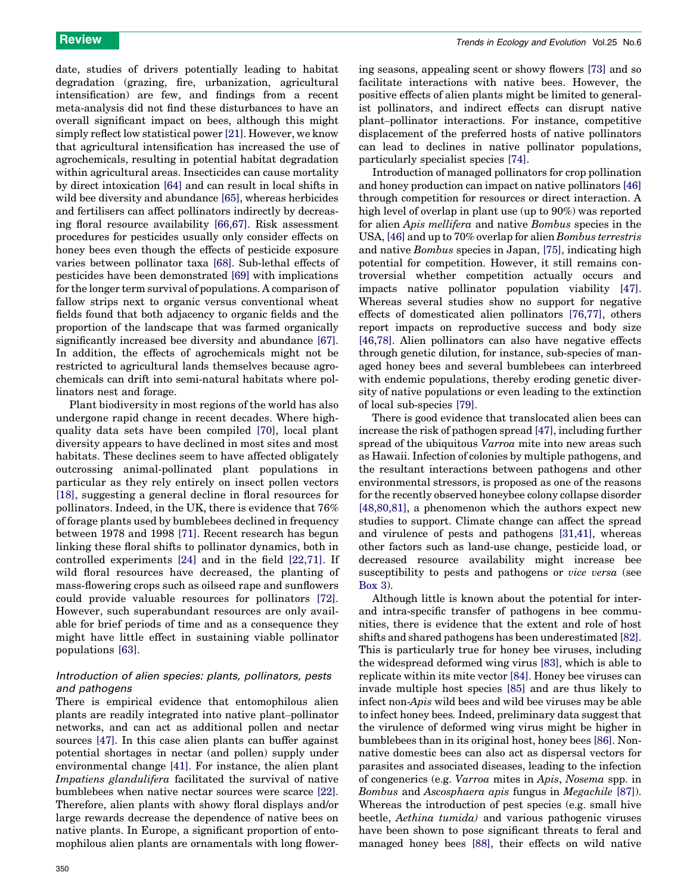date, studies of drivers potentially leading to habitat degradation (grazing, fire, urbanization, agricultural intensification) are few, and findings from a recent meta-analysis did not find these disturbances to have an overall significant impact on bees, although this might simply reflect low statistical power [21]. However, we know that agricultural intensification has increased the use of agrochemicals, resulting in potential habitat degradation within agricultural areas. Insecticides can cause mortality by direct intoxication [64] and can result in local shifts in wild bee diversity and abundance [65], whereas herbicides and fertilisers can affect pollinators indirectly by decreasing floral resource availability [66,67]. Risk assessment procedures for pesticides usually only consider effects on honey bees even though the effects of pesticide exposure varies between pollinator taxa [68]. Sub-lethal effects of pesticides have been demonstrated [69] with implications for the longer term survival of populations. A comparison of fallow strips next to organic versus conventional wheat fields found that both adjacency to organic fields and the proportion of the landscape that was farmed organically significantly increased bee diversity and abundance [67]. In addition, the effects of agrochemicals might not be restricted to agricultural lands themselves because agrochemicals can drift into semi-natural habitats where pollinators nest and forage.

Plant biodiversity in most regions of the world has also undergone rapid change in recent decades. Where high-quality data sets have been compiled [70], local plant diversity appears to have declined in most sites and most habitats. These declines seem to have affected obligately outcrossing animal-pollinated plant populations in particular as they rely entirely on insect pollen vectors [18], suggesting a general decline in floral resources for pollinators. Indeed, in the UK, there is evidence that 76% of forage plants used by bumblebees declined in frequency between 1978 and 1998 [71]. Recent research has begun linking these floral shifts to pollinator dynamics, both in controlled experiments [24] and in the field [22,71]. If wild floral resources have decreased, the planting of mass-flowering crops such as oilseed rape and sunflowers could provide valuable resources for pollinators [72]. However, such superabundant resources are only available for brief periods of time and as a consequence they might have little effect in sustaining viable pollinator populations [63].

### *Introduction of alien species: plants, pollinators, pests and pathogens*

There is empirical evidence that entomophilous alien plants are readily integrated into native plant–pollinator networks, and can act as additional pollen and nectar sources [47]. In this case alien plants can buffer against potential shortages in nectar (and pollen) supply under environmental change [41]. For instance, the alien plant *Impatiens glandulifera* facilitated the survival of native bumblebees when native nectar sources were scarce [22]. Therefore, alien plants with showy floral displays and/or large rewards decrease the dependence of native bees on native plants. In Europe, a significant proportion of entomophilous alien plants are ornamentals with long flowering seasons, appealing scent or showy flowers [73] and so facilitate interactions with native bees. However, the positive effects of alien plants might be limited to generalist pollinators, and indirect effects can disrupt native plant–pollinator interactions. For instance, competitive displacement of the preferred hosts of native pollinators can lead to declines in native pollinator populations, particularly specialist species [74].

Introduction of managed pollinators for crop pollination and honey production can impact on native pollinators [46] through competition for resources or direct interaction. A high level of overlap in plant use (up to 90%) was reported for alien *Apis mellifera* and native *Bombus* species in the USA, [46] and up to 70% overlap for alien *Bombus terrestris* and native *Bombus* species in Japan, [75], indicating high potential for competition. However, it still remains controversial whether competition actually occurs and impacts native pollinator population viability [47]. Whereas several studies show no support for negative effects of domesticated alien pollinators [76,77], others report impacts on reproductive success and body size [46,78]. Alien pollinators can also have negative effects through genetic dilution, for instance, sub-species of managed honey bees and several bumblebees can interbreed with endemic populations, thereby eroding genetic diversity of native populations or even leading to the extinction of local sub-species [79].

There is good evidence that translocated alien bees can increase the risk of pathogen spread [47], including further spread of the ubiquitous *Varroa* mite into new areas such as Hawaii. Infection of colonies by multiple pathogens, and the resultant interactions between pathogens and other environmental stressors, is proposed as one of the reasons for the recently observed honeybee colony collapse disorder [48,80,81], a phenomenon which the authors expect new studies to support. Climate change can affect the spread and virulence of pests and pathogens [31,41], whereas other factors such as land-use change, pesticide load, or decreased resource availability might increase bee susceptibility to pests and pathogens or *vice versa* (see Box 3).

Although little is known about the potential for inter- and intra-specific transfer of pathogens in bee communities, there is evidence that the extent and role of host shifts and shared pathogens has been underestimated [82]. This is particularly true for honey bee viruses, including the widespread deformed wing virus [83], which is able to replicate within its mite vector [84]. Honey bee viruses can invade multiple host species [85] and are thus likely to infect non-*Apis* wild bees and wild bee viruses may be able to infect honey bees. Indeed, preliminary data suggest that the virulence of deformed wing virus might be higher in bumblebees than in its original host, honey bees [86]. Non-native domestic bees can also act as dispersal vectors for parasites and associated diseases, leading to the infection of congenerics (e.g. *Varroa* mites in *Apis*, *Nosema* spp. in *Bombus* and *Ascosphaera apis* fungus in *Megachile* [87]). Whereas the introduction of pest species (e.g. small hive beetle, *Aethina tumida)* and various pathogenic viruses have been shown to pose significant threats to feral and managed honey bees [88], their effects on wild native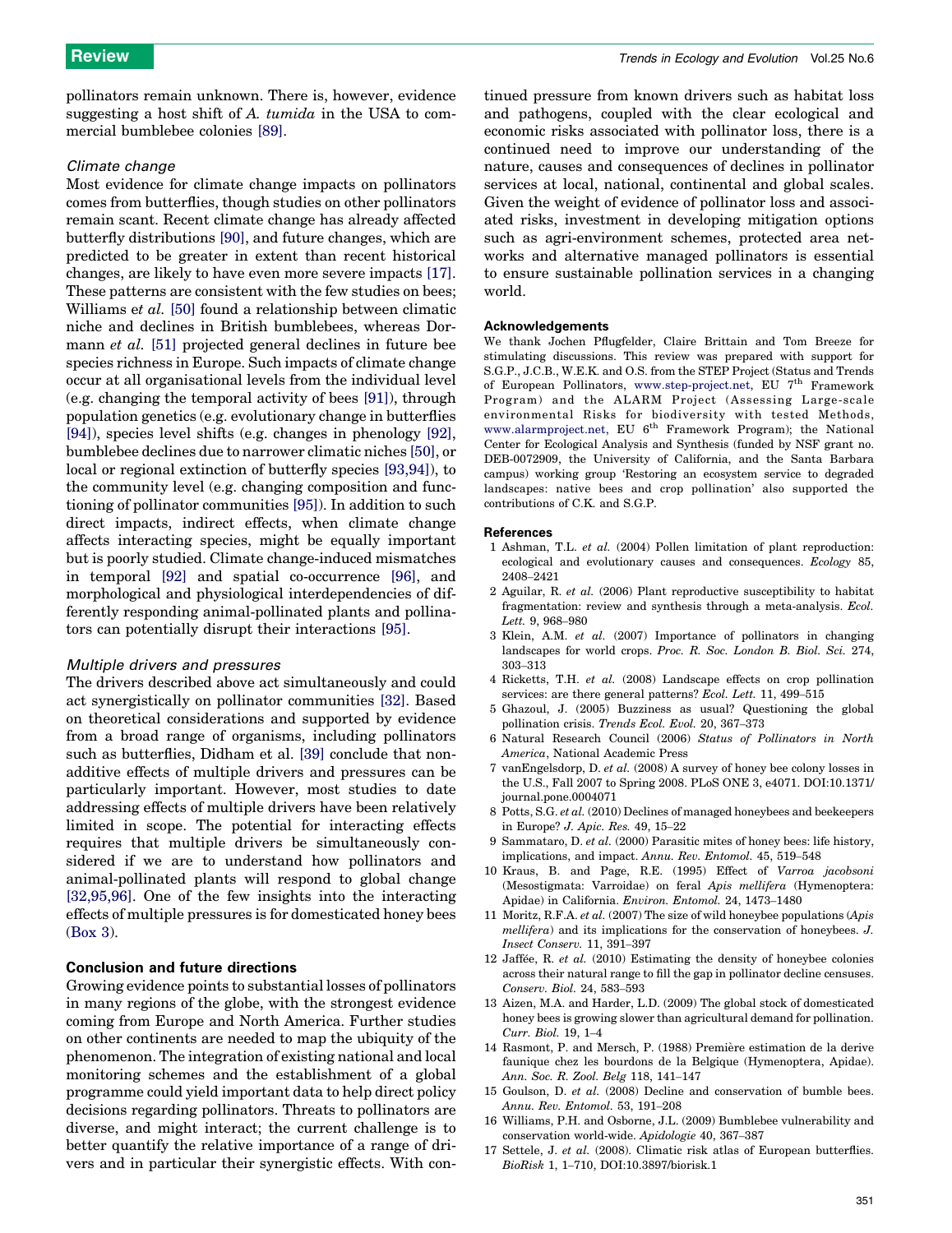pollinators remain unknown. There is, however, evidence suggesting a host shift of *A. tumida* in the USA to commercial bumblebee colonies [89].

### *Climate change*

Most evidence for climate change impacts on pollinators comes from butterflies, though studies on other pollinators remain scant. Recent climate change has already affected butterfly distributions [90], and future changes, which are predicted to be greater in extent than recent historical changes, are likely to have even more severe impacts [17]. These patterns are consistent with the few studies on bees; Williams *et al.* [50] found a relationship between climatic niche and declines in British bumblebees, whereas Dormann *et al.* [51] projected general declines in future bee species richness in Europe. Such impacts of climate change occur at all organisational levels from the individual level (e.g. changing the temporal activity of bees [91]), through population genetics (e.g. evolutionary change in butterflies [94]), species level shifts (e.g. changes in phenology [92], bumblebee declines due to narrower climatic niches [50], or local or regional extinction of butterfly species [93,94]), to the community level (e.g. changing composition and functioning of pollinator communities [95]). In addition to such direct impacts, indirect effects, when climate change affects interacting species, might be equally important but is poorly studied. Climate change-induced mismatches in temporal [92] and spatial co-occurrence [96], and morphological and physiological interdependencies of differently responding animal-pollinated plants and pollinators can potentially disrupt their interactions [95].

### *Multiple drivers and pressures*

The drivers described above act simultaneously and could act synergistically on pollinator communities [32]. Based on theoretical considerations and supported by evidence from a broad range of organisms, including pollinators such as butterflies, Didham et al. [39] conclude that non-additive effects of multiple drivers and pressures can be particularly important. However, most studies to date addressing effects of multiple drivers have been relatively limited in scope. The potential for interacting effects requires that multiple drivers be simultaneously considered if we are to understand how pollinators and animal-pollinated plants will respond to global change [32,95,96]. One of the few insights into the interacting effects of multiple pressures is for domesticated honey bees (Box 3).

## Conclusion and future directions

Growing evidence points to substantial losses of pollinators in many regions of the globe, with the strongest evidence coming from Europe and North America. Further studies on other continents are needed to map the ubiquity of the phenomenon. The integration of existing national and local monitoring schemes and the establishment of a global programme could yield important data to help direct policy decisions regarding pollinators. Threats to pollinators are diverse, and might interact; the current challenge is to better quantify the relative importance of a range of drivers and in particular their synergistic effects. With continued pressure from known drivers such as habitat loss and pathogens, coupled with the clear ecological and economic risks associated with pollinator loss, there is a continued need to improve our understanding of the nature, causes and consequences of declines in pollinator services at local, national, continental and global scales. Given the weight of evidence of pollinator loss and associated risks, investment in developing mitigation options such as agri-environment schemes, protected area networks and alternative managed pollinators is essential to ensure sustainable pollination services in a changing world.

### Acknowledgements

We thank Jochen Pflugfelder, Claire Brittain and Tom Breeze for stimulating discussions. This review was prepared with support for S.G.P., J.C.B., W.E.K. and O.S. from the STEP Project (Status and Trends of European Pollinators, www.step-project.net, EU 7th Framework Program) and the ALARM Project (Assessing Large-scale environmental Risks for biodiversity with tested Methods, www.alarmproject.net, EU 6th Framework Program); the National Center for Ecological Analysis and Synthesis (funded by NSF grant no. DEB-0072909, the University of California, and the Santa Barbara campus) working group 'Restoring an ecosystem service to degraded landscapes: native bees and crop pollination' also supported the contributions of C.K. and S.G.P.

### References

1. Ashman, T.L. *et al.* (2004) Pollen limitation of plant reproduction: ecological and evolutionary causes and consequences. *Ecology* 85, 2408–2421
2. Aguilar, R. *et al.* (2006) Plant reproductive susceptibility to habitat fragmentation: review and synthesis through a meta-analysis. *Ecol. Lett.* 9, 968–980
3. Klein, A.M. *et al.* (2007) Importance of pollinators in changing landscapes for world crops. *Proc. R. Soc. London B. Biol. Sci.* 274, 303–313
4. Ricketts, T.H. *et al.* (2008) Landscape effects on crop pollination services: are there general patterns? *Ecol. Lett.* 11, 499–515
5. Ghazoul, J. (2005) Buzziness as usual? Questioning the global pollination crisis. *Trends Ecol. Evol.* 20, 367–373
6. National Research Council (2006) *Status of Pollinators in North America*, National Academic Press
7. vanEngelsdorp, D. *et al.* (2008) A survey of honey bee colony losses in the U.S., Fall 2007 to Spring 2008. PLoS ONE 3, e4071. DOI:10.1371/journal.pone.0004071
8. Potts, S.G. *et al.* (2010) Declines of managed honeybees and beekeepers in Europe? *J. Apic. Res.* 49, 15–22
9. Sammataro, D. *et al.* (2000) Parasitic mites of honey bees: life history, implications, and impact. *Annu. Rev. Entomol.* 45, 519–548
10. Kraus, B. and Page, R.E. (1995) Effect of *Varroa jacobsoni* (Mesostigmata: Varroidae) on feral *Apis mellifera* (Hymenoptera: Apidae) in California. *Environ. Entomol.* 24, 1473–1480
11. Moritz, R.F.A. *et al.* (2007) The size of wild honeybee populations (*Apis mellifera*) and its implications for the conservation of honeybees. *J. Insect Conserv.* 11, 391–397
12. Jaffée, R. *et al.* (2010) Estimating the density of honeybee colonies across their natural range to fill the gap in pollinator decline censuses. *Conserv. Biol.* 24, 583–593
13. Aizen, M.A. and Harder, L.D. (2009) The global stock of domesticated honey bees is growing slower than agricultural demand for pollination. *Curr. Biol.* 19, 1–4
14. Rasmont, P. and Mersch, P. (1988) Première estimation de la derive faunique chez les bourdons de la Belgique (Hymenoptera, Apidae). *Ann. Soc. R. Zool. Belg* 118, 141–147
15. Goulson, D. *et al.* (2008) Decline and conservation of bumble bees. *Annu. Rev. Entomol.* 53, 191–208
16. Williams, P.H. and Osborne, J.L. (2009) Bumblebee vulnerability and conservation world-wide. *Apidologie* 40, 367–387
17. Settele, J. *et al.* (2008). Climatic risk atlas of European butterflies. *BioRisk* 1, 1–710, DOI:10.3897/biorisk.1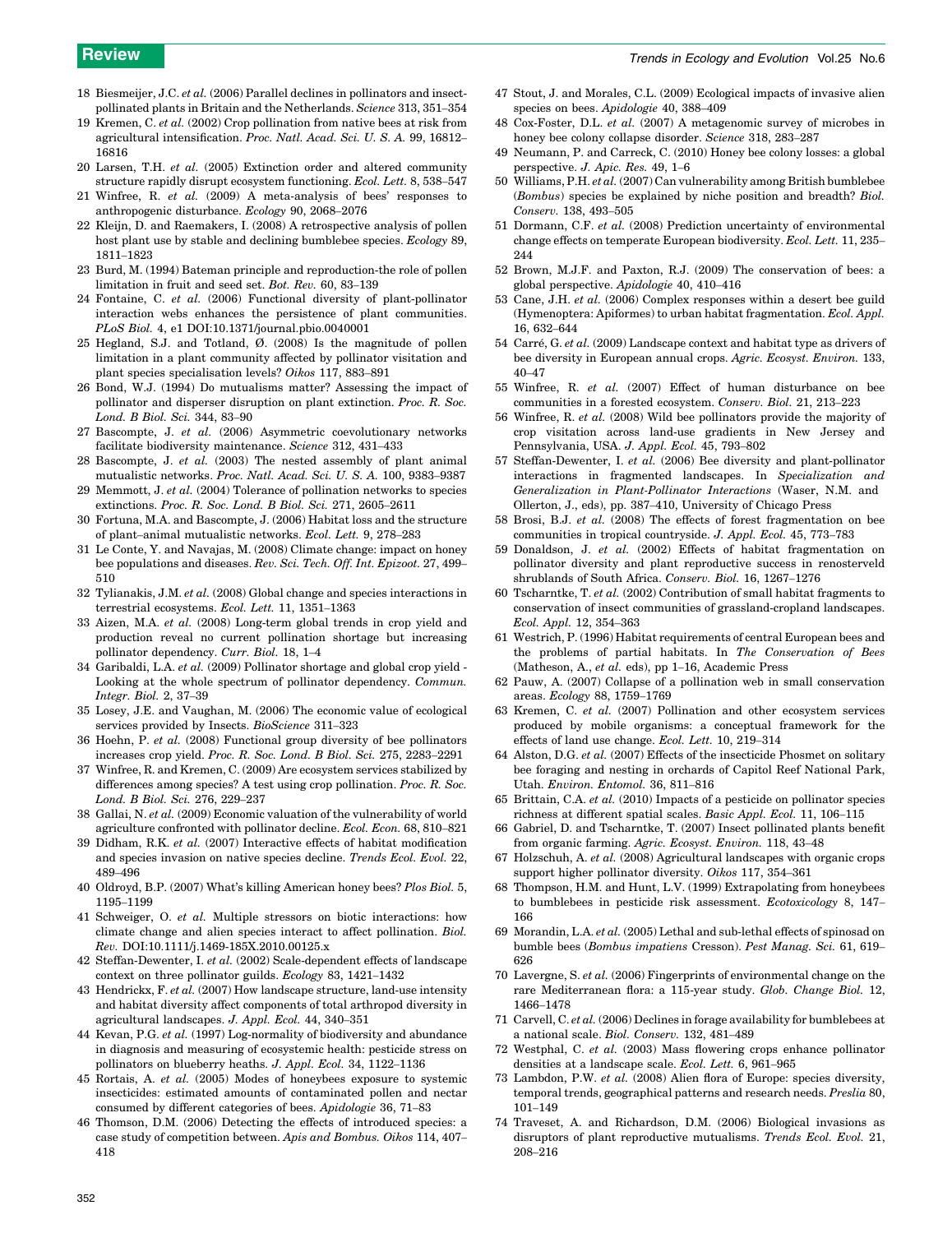18 Biesmeijer, J.C. *et al.* (2006) Parallel declines in pollinators and insect-pollinated plants in Britain and the Netherlands. *Science* 313, 351–354

19 Kremen, C. *et al.* (2002) Crop pollination from native bees at risk from agricultural intensification. *Proc. Natl. Acad. Sci. U. S. A.* 99, 16812–16816

20 Larsen, T.H. *et al.* (2005) Extinction order and altered community structure rapidly disrupt ecosystem functioning. *Ecol. Lett.* 8, 538–547

21 Winfree, R. *et al.* (2009) A meta-analysis of bees' responses to anthropogenic disturbance. *Ecology* 90, 2068–2076

22 Kleijn, D. and Raemakers, I. (2008) A retrospective analysis of pollen host plant use by stable and declining bumblebee species. *Ecology* 89, 1811–1823

23 Burd, M. (1994) Bateman principle and reproduction-the role of pollen limitation in fruit and seed set. *Bot. Rev.* 60, 83–139

24 Fontaine, C. *et al.* (2006) Functional diversity of plant-pollinator interaction webs enhances the persistence of plant communities. *PLoS Biol.* 4, e1 DOI:10.1371/journal.pbio.0040001

25 Hegland, S.J. and Totland, Ø. (2008) Is the magnitude of pollen limitation in a plant community affected by pollinator visitation and plant species specialisation levels? *Oikos* 117, 883–891

26 Bond, W.J. (1994) Do mutualisms matter? Assessing the impact of pollinator and disperser disruption on plant extinction. *Proc. R. Soc. Lond. B Biol. Sci.* 344, 83–90

27 Bascompte, J. *et al.* (2006) Asymmetric coevolutionary networks facilitate biodiversity maintenance. *Science* 312, 431–433

28 Bascompte, J. *et al.* (2003) The nested assembly of plant animal mutualistic networks. *Proc. Natl. Acad. Sci. U. S. A.* 100, 9383–9387

29 Memmott, J. *et al.* (2004) Tolerance of pollination networks to species extinctions. *Proc. R. Soc. Lond. B Biol. Sci.* 271, 2605–2611

30 Fortuna, M.A. and Bascompte, J. (2006) Habitat loss and the structure of plant–animal mutualistic networks. *Ecol. Lett.* 9, 278–283

31 Le Conte, Y. and Navajas, M. (2008) Climate change: impact on honey bee populations and diseases. *Rev. Sci. Tech. Off. Int. Epizoot.* 27, 499–510

32 Tylianakis, J.M. *et al.* (2008) Global change and species interactions in terrestrial ecosystems. *Ecol. Lett.* 11, 1351–1363

33 Aizen, M.A. *et al.* (2008) Long-term global trends in crop yield and production reveal no current pollination shortage but increasing pollinator dependency. *Curr. Biol.* 18, 1–4

34 Garibaldi, L.A. *et al.* (2009) Pollinator shortage and global crop yield - Looking at the whole spectrum of pollinator dependency. *Commun. Integr. Biol.* 2, 37–39

35 Losey, J.E. and Vaughan, M. (2006) The economic value of ecological services provided by Insects. *BioScience* 311–323

36 Hoehn, P. *et al.* (2008) Functional group diversity of bee pollinators increases crop yield. *Proc. R. Soc. Lond. B Biol. Sci.* 275, 2283–2291

37 Winfree, R. and Kremen, C. (2009) Are ecosystem services stabilized by differences among species? A test using crop pollination. *Proc. R. Soc. Lond. B Biol. Sci.* 276, 229–237

38 Gallai, N. *et al.* (2009) Economic valuation of the vulnerability of world agriculture confronted with pollinator decline. *Ecol. Econ.* 68, 810–821

39 Didham, R.K. *et al.* (2007) Interactive effects of habitat modification and species invasion on native species decline. *Trends Ecol. Evol.* 22, 489–496

40 Oldroyd, B.P. (2007) What's killing American honey bees? *Plos Biol.* 5, 1195–1199

41 Schweiger, O. *et al.* Multiple stressors on biotic interactions: how climate change and alien species interact to affect pollination. *Biol. Rev.* DOI:10.1111/j.1469-185X.2010.00125.x

42 Steffan-Dewenter, I. *et al.* (2002) Scale-dependent effects of landscape context on three pollinator guilds. *Ecology* 83, 1421–1432

43 Hendrickx, F. *et al.* (2007) How landscape structure, land-use intensity and habitat diversity affect components of total arthropod diversity in agricultural landscapes. *J. Appl. Ecol.* 44, 340–351

44 Kevan, P.G. *et al.* (1997) Log-normality of biodiversity and abundance in diagnosis and measuring of ecosystemic health: pesticide stress on pollinators on blueberry heaths. *J. Appl. Ecol.* 34, 1122–1136

45 Rortais, A. *et al.* (2005) Modes of honeybees exposure to systemic insecticides: estimated amounts of contaminated pollen and nectar consumed by different categories of bees. *Apidologie* 36, 71–83

46 Thomson, D.M. (2006) Detecting the effects of introduced species: a case study of competition between. *Apis and Bombus. Oikos* 114, 407–418

47 Stout, J. and Morales, C.L. (2009) Ecological impacts of invasive alien species on bees. *Apidologie* 40, 388–409

48 Cox-Foster, D.L. *et al.* (2007) A metagenomic survey of microbes in honey bee colony collapse disorder. *Science* 318, 283–287

49 Neumann, P. and Carreck, C. (2010) Honey bee colony losses: a global perspective. *J. Apic. Res.* 49, 1–6

50 Williams, P.H. *et al.* (2007) Can vulnerability among British bumblebee (*Bombus*) species be explained by niche position and breadth? *Biol. Conserv.* 138, 493–505

51 Dormann, C.F. *et al.* (2008) Prediction uncertainty of environmental change effects on temperate European biodiversity. *Ecol. Lett.* 11, 235–244

52 Brown, M.J.F. and Paxton, R.J. (2009) The conservation of bees: a global perspective. *Apidologie* 40, 410–416

53 Cane, J.H. *et al.* (2006) Complex responses within a desert bee guild (Hymenoptera: Apiformes) to urban habitat fragmentation. *Ecol. Appl.* 16, 632–644

54 Carré, G. *et al.* (2009) Landscape context and habitat type as drivers of bee diversity in European annual crops. *Agric. Ecosyst. Environ.* 133, 40–47

55 Winfree, R. *et al.* (2007) Effect of human disturbance on bee communities in a forested ecosystem. *Conserv. Biol.* 21, 213–223

56 Winfree, R. *et al.* (2008) Wild bee pollinators provide the majority of crop visitation across land-use gradients in New Jersey and Pennsylvania, USA. *J. Appl. Ecol.* 45, 793–802

57 Steffan-Dewenter, I. *et al.* (2006) Bee diversity and plant-pollinator interactions in fragmented landscapes. In *Specialization and Generalization in Plant-Pollinator Interactions* (Waser, N.M. and Ollerton, J., eds), pp. 387–410, University of Chicago Press

58 Brosi, B.J. *et al.* (2008) The effects of forest fragmentation on bee communities in tropical countryside. *J. Appl. Ecol.* 45, 773–783

59 Donaldson, J. *et al.* (2002) Effects of habitat fragmentation on pollinator diversity and plant reproductive success in renosterveld shrublands of South Africa. *Conserv. Biol.* 16, 1267–1276

60 Tscharntke, T. *et al.* (2002) Contribution of small habitat fragments to conservation of insect communities of grassland-cropland landscapes. *Ecol. Appl.* 12, 354–363

61 Westrich, P. (1996) Habitat requirements of central European bees and the problems of partial habitats. In *The Conservation of Bees* (Matheson, A., *et al.* eds), pp 1–16, Academic Press

62 Pauw, A. (2007) Collapse of a pollination web in small conservation areas. *Ecology* 88, 1759–1769

63 Kremen, C. *et al.* (2007) Pollination and other ecosystem services produced by mobile organisms: a conceptual framework for the effects of land use change. *Ecol. Lett.* 10, 219–314

64 Alston, D.G. *et al.* (2007) Effects of the insecticide Phosmet on solitary bee foraging and nesting in orchards of Capitol Reef National Park, Utah. *Environ. Entomol.* 36, 811–816

65 Brittain, C.A. *et al.* (2010) Impacts of a pesticide on pollinator species richness at different spatial scales. *Basic Appl. Ecol.* 11, 106–115

66 Gabriel, D. and Tscharntke, T. (2007) Insect pollinated plants benefit from organic farming. *Agric. Ecosyst. Environ.* 118, 43–48

67 Holzschuh, A. *et al.* (2008) Agricultural landscapes with organic crops support higher pollinator diversity. *Oikos* 117, 354–361

68 Thompson, H.M. and Hunt, L.V. (1999) Extrapolating from honeybees to bumblebees in pesticide risk assessment. *Ecotoxicology* 8, 147–166

69 Morandin, L.A. *et al.* (2005) Lethal and sub-lethal effects of spinosad on bumble bees (*Bombus impatiens* Cresson). *Pest Manag. Sci.* 61, 619–626

70 Lavergne, S. *et al.* (2006) Fingerprints of environmental change on the rare Mediterranean flora: a 115-year study. *Glob. Change Biol.* 12, 1466–1478

71 Carvell, C. *et al.* (2006) Declines in forage availability for bumblebees at a national scale. *Biol. Conserv.* 132, 481–489

72 Westphal, C. *et al.* (2003) Mass flowering crops enhance pollinator densities at a landscape scale. *Ecol. Lett.* 6, 961–965

73 Lambdon, P.W. *et al.* (2008) Alien flora of Europe: species diversity, temporal trends, geographical patterns and research needs. *Preslia* 80, 101–149

74 Traveset, A. and Richardson, D.M. (2006) Biological invasions as disruptors of plant reproductive mutualisms. *Trends Ecol. Evol.* 21, 208–216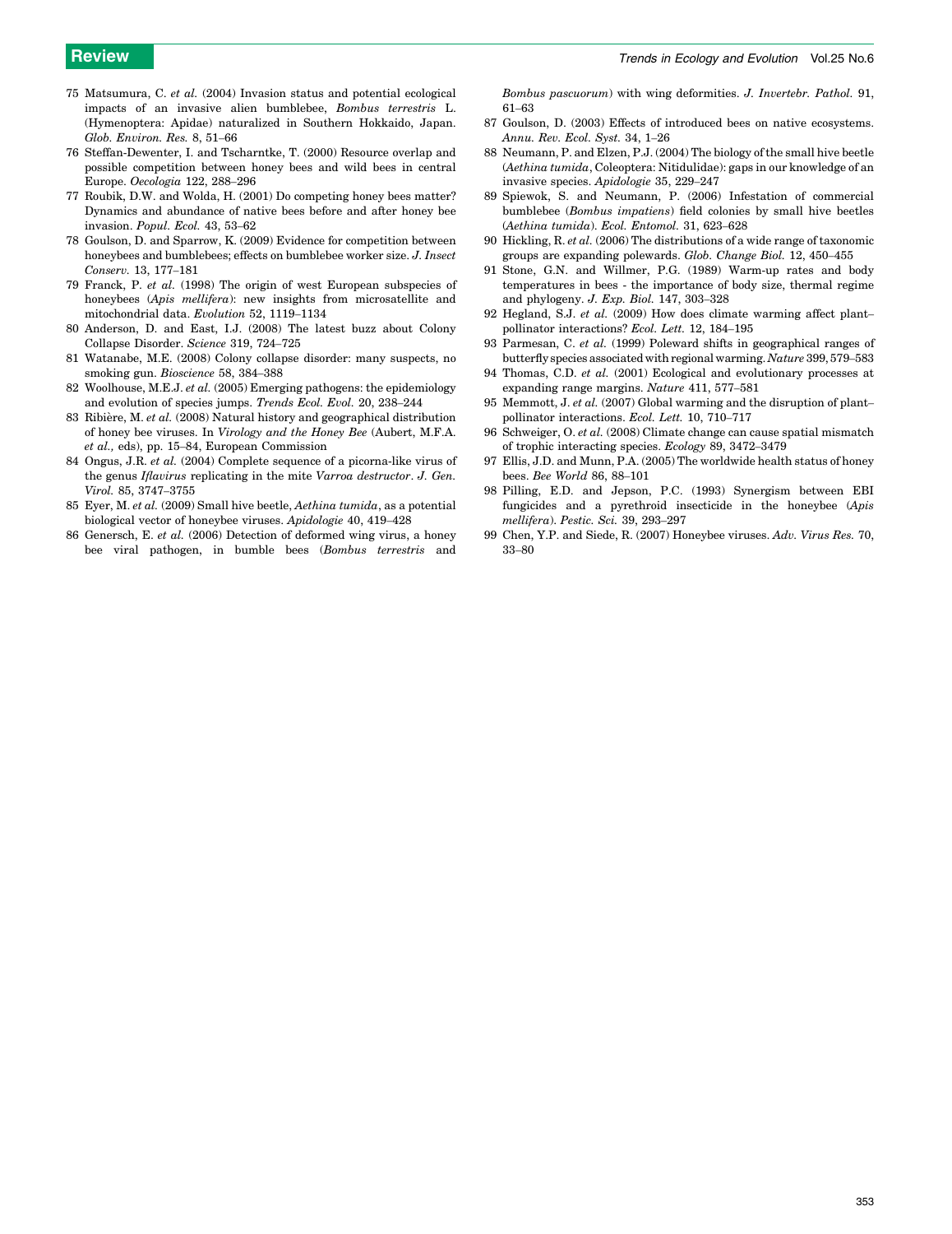75 Matsumura, C. *et al.* (2004) Invasion status and potential ecological impacts of an invasive alien bumblebee, *Bombus terrestris* L. (Hymenoptera: Apidae) naturalized in Southern Hokkaido, Japan. *Glob. Environ. Res.* 8, 51–66

76 Steffan-Dewenter, I. and Tscharntke, T. (2000) Resource overlap and possible competition between honey bees and wild bees in central Europe. *Oecologia* 122, 288–296

77 Roubik, D.W. and Wolda, H. (2001) Do competing honey bees matter? Dynamics and abundance of native bees before and after honey bee invasion. *Popul. Ecol.* 43, 53–62

78 Goulson, D. and Sparrow, K. (2009) Evidence for competition between honeybees and bumblebees; effects on bumblebee worker size. *J. Insect Conserv.* 13, 177–181

79 Franck, P. *et al.* (1998) The origin of west European subspecies of honeybees (*Apis mellifera*): new insights from microsatellite and mitochondrial data. *Evolution* 52, 1119–1134

80 Anderson, D. and East, I.J. (2008) The latest buzz about Colony Collapse Disorder. *Science* 319, 724–725

81 Watanabe, M.E. (2008) Colony collapse disorder: many suspects, no smoking gun. *Bioscience* 58, 384–388

82 Woolhouse, M.E.J. *et al.* (2005) Emerging pathogens: the epidemiology and evolution of species jumps. *Trends Ecol. Evol.* 20, 238–244

83 Ribière, M. *et al.* (2008) Natural history and geographical distribution of honey bee viruses. In *Virology and the Honey Bee* (Aubert, M.F.A. *et al.,* eds), pp. 15–84, European Commission

84 Ongus, J.R. *et al.* (2004) Complete sequence of a picorna-like virus of the genus *Iflavirus* replicating in the mite *Varroa destructor*. *J. Gen. Virol.* 85, 3747–3755

85 Eyer, M. *et al.* (2009) Small hive beetle, *Aethina tumida*, as a potential biological vector of honeybee viruses. *Apidologie* 40, 419–428

86 Genersch, E. *et al.* (2006) Detection of deformed wing virus, a honey bee viral pathogen, in bumble bees (*Bombus terrestris* and *Bombus pascuorum*) with wing deformities. *J. Invertebr. Pathol.* 91, 61–63

87 Goulson, D. (2003) Effects of introduced bees on native ecosystems. *Annu. Rev. Ecol. Syst.* 34, 1–26

88 Neumann, P. and Elzen, P.J. (2004) The biology of the small hive beetle (*Aethina tumida*, Coleoptera: Nitidulidae): gaps in our knowledge of an invasive species. *Apidologie* 35, 229–247

89 Spiewok, S. and Neumann, P. (2006) Infestation of commercial bumblebee (*Bombus impatiens*) field colonies by small hive beetles (*Aethina tumida*). *Ecol. Entomol.* 31, 623–628

90 Hickling, R. *et al.* (2006) The distributions of a wide range of taxonomic groups are expanding polewards. *Glob. Change Biol.* 12, 450–455

91 Stone, G.N. and Willmer, P.G. (1989) Warm-up rates and body temperatures in bees - the importance of body size, thermal regime and phylogeny. *J. Exp. Biol.* 147, 303–328

92 Hegland, S.J. *et al.* (2009) How does climate warming affect plant–pollinator interactions? *Ecol. Lett.* 12, 184–195

93 Parmesan, C. *et al.* (1999) Poleward shifts in geographical ranges of butterfly species associated with regional warming. *Nature* 399, 579–583

94 Thomas, C.D. *et al.* (2001) Ecological and evolutionary processes at expanding range margins. *Nature* 411, 577–581

95 Memmott, J. *et al.* (2007) Global warming and the disruption of plant–pollinator interactions. *Ecol. Lett.* 10, 710–717

96 Schweiger, O. *et al.* (2008) Climate change can cause spatial mismatch of trophic interacting species. *Ecology* 89, 3472–3479

97 Ellis, J.D. and Munn, P.A. (2005) The worldwide health status of honey bees. *Bee World* 86, 88–101

98 Pilling, E.D. and Jepson, P.C. (1993) Synergism between EBI fungicides and a pyrethroid insecticide in the honeybee (*Apis mellifera*). *Pestic. Sci.* 39, 293–297

99 Chen, Y.P. and Siede, R. (2007) Honeybee viruses. *Adv. Virus Res.* 70, 33–80